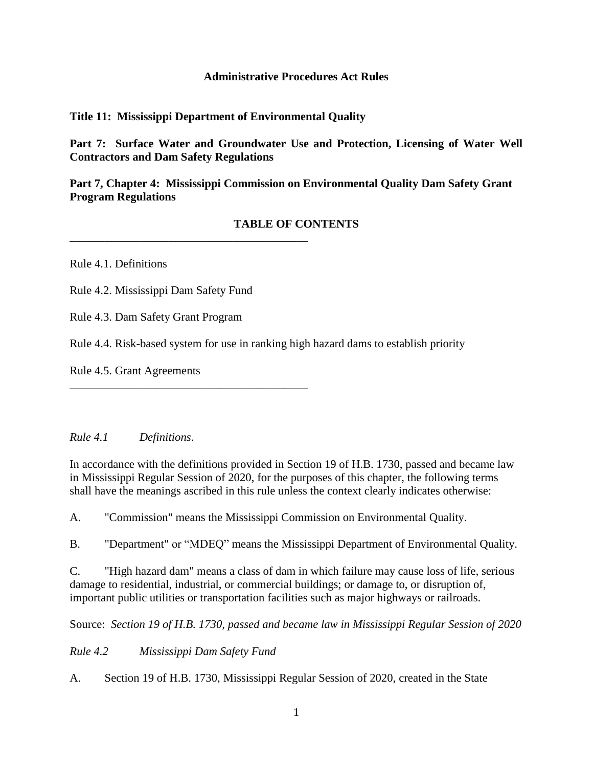**Administrative Procedures Act Rules**

**Title 11: Mississippi Department of Environmental Quality**

**Part 7: Surface Water and Groundwater Use and Protection, Licensing of Water Well Contractors and Dam Safety Regulations**

**Part 7, Chapter 4: Mississippi Commission on Environmental Quality Dam Safety Grant Program Regulations**

**TABLE OF CONTENTS**

---

Rule 4.1. Definitions

Rule 4.2. Mississippi Dam Safety Fund

Rule 4.3. Dam Safety Grant Program

Rule 4.4. Risk-based system for use in ranking high hazard dams to establish priority

Rule 4.5. Grant Agreements

---

*Rule 4.1 Definitions*.

In accordance with the definitions provided in Section 19 of H.B. 1730, passed and became law in Mississippi Regular Session of 2020, for the purposes of this chapter, the following terms shall have the meanings ascribed in this rule unless the context clearly indicates otherwise:

A. "Commission" means the Mississippi Commission on Environmental Quality.

B. "Department" or "MDEQ" means the Mississippi Department of Environmental Quality.

C. "High hazard dam" means a class of dam in which failure may cause loss of life, serious damage to residential, industrial, or commercial buildings; or damage to, or disruption of, important public utilities or transportation facilities such as major highways or railroads.

Source: *Section 19 of H.B. 1730, passed and became law in Mississippi Regular Session of 2020*

*Rule 4.2 Mississippi Dam Safety Fund*

A. Section 19 of H.B. 1730, Mississippi Regular Session of 2020, created in the State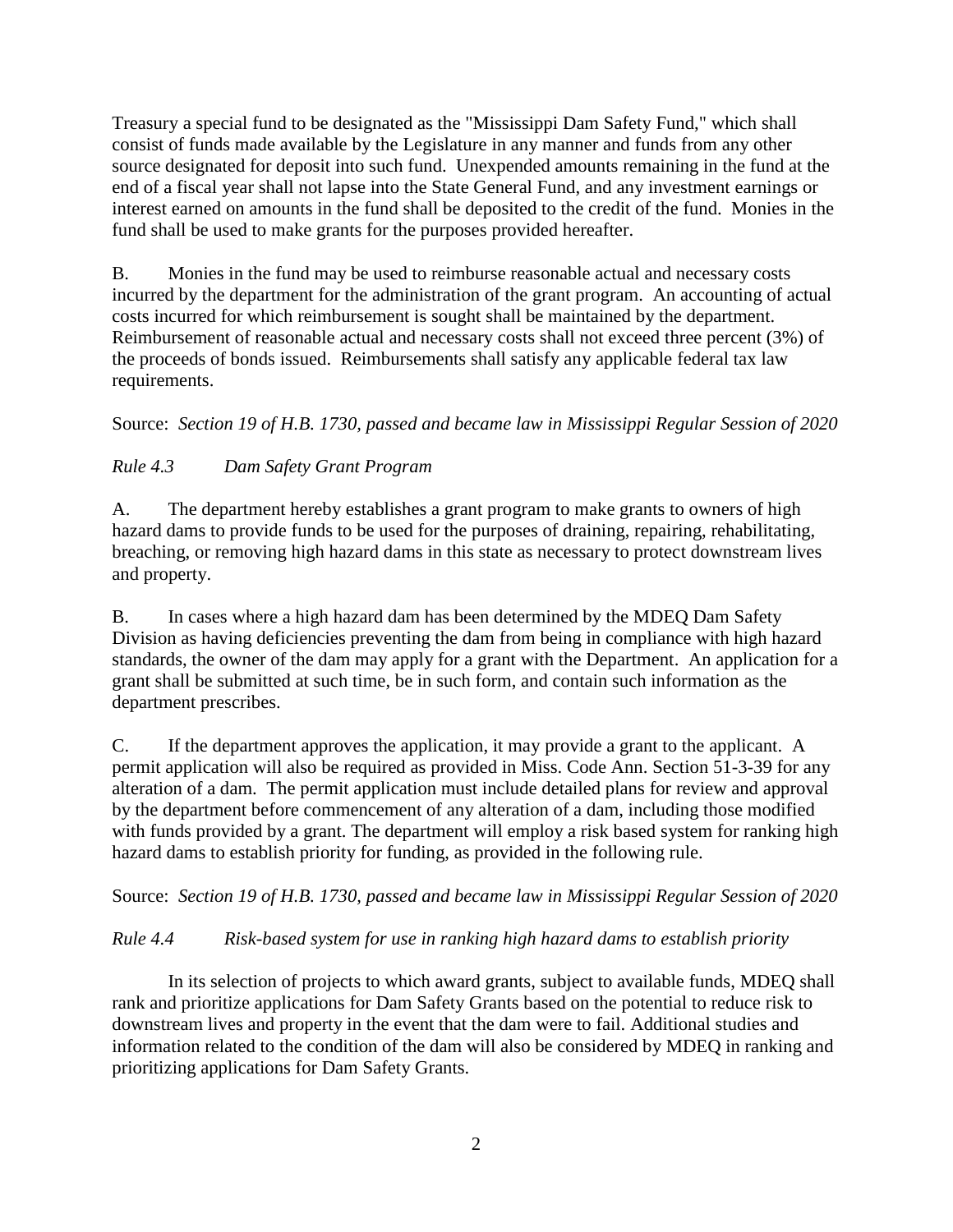Treasury a special fund to be designated as the "Mississippi Dam Safety Fund," which shall consist of funds made available by the Legislature in any manner and funds from any other source designated for deposit into such fund. Unexpended amounts remaining in the fund at the end of a fiscal year shall not lapse into the State General Fund, and any investment earnings or interest earned on amounts in the fund shall be deposited to the credit of the fund. Monies in the fund shall be used to make grants for the purposes provided hereafter.

B. Monies in the fund may be used to reimburse reasonable actual and necessary costs incurred by the department for the administration of the grant program. An accounting of actual costs incurred for which reimbursement is sought shall be maintained by the department. Reimbursement of reasonable actual and necessary costs shall not exceed three percent (3%) of the proceeds of bonds issued. Reimbursements shall satisfy any applicable federal tax law requirements.

Source: *Section 19 of H.B. 1730, passed and became law in Mississippi Regular Session of 2020*

*Rule 4.3 Dam Safety Grant Program*

A. The department hereby establishes a grant program to make grants to owners of high hazard dams to provide funds to be used for the purposes of draining, repairing, rehabilitating, breaching, or removing high hazard dams in this state as necessary to protect downstream lives and property.

B. In cases where a high hazard dam has been determined by the MDEQ Dam Safety Division as having deficiencies preventing the dam from being in compliance with high hazard standards, the owner of the dam may apply for a grant with the Department. An application for a grant shall be submitted at such time, be in such form, and contain such information as the department prescribes.

C. If the department approves the application, it may provide a grant to the applicant. A permit application will also be required as provided in Miss. Code Ann. Section 51-3-39 for any alteration of a dam. The permit application must include detailed plans for review and approval by the department before commencement of any alteration of a dam, including those modified with funds provided by a grant. The department will employ a risk based system for ranking high hazard dams to establish priority for funding, as provided in the following rule.

Source: *Section 19 of H.B. 1730, passed and became law in Mississippi Regular Session of 2020*

*Rule 4.4 Risk-based system for use in ranking high hazard dams to establish priority*

In its selection of projects to which award grants, subject to available funds, MDEQ shall rank and prioritize applications for Dam Safety Grants based on the potential to reduce risk to downstream lives and property in the event that the dam were to fail. Additional studies and information related to the condition of the dam will also be considered by MDEQ in ranking and prioritizing applications for Dam Safety Grants.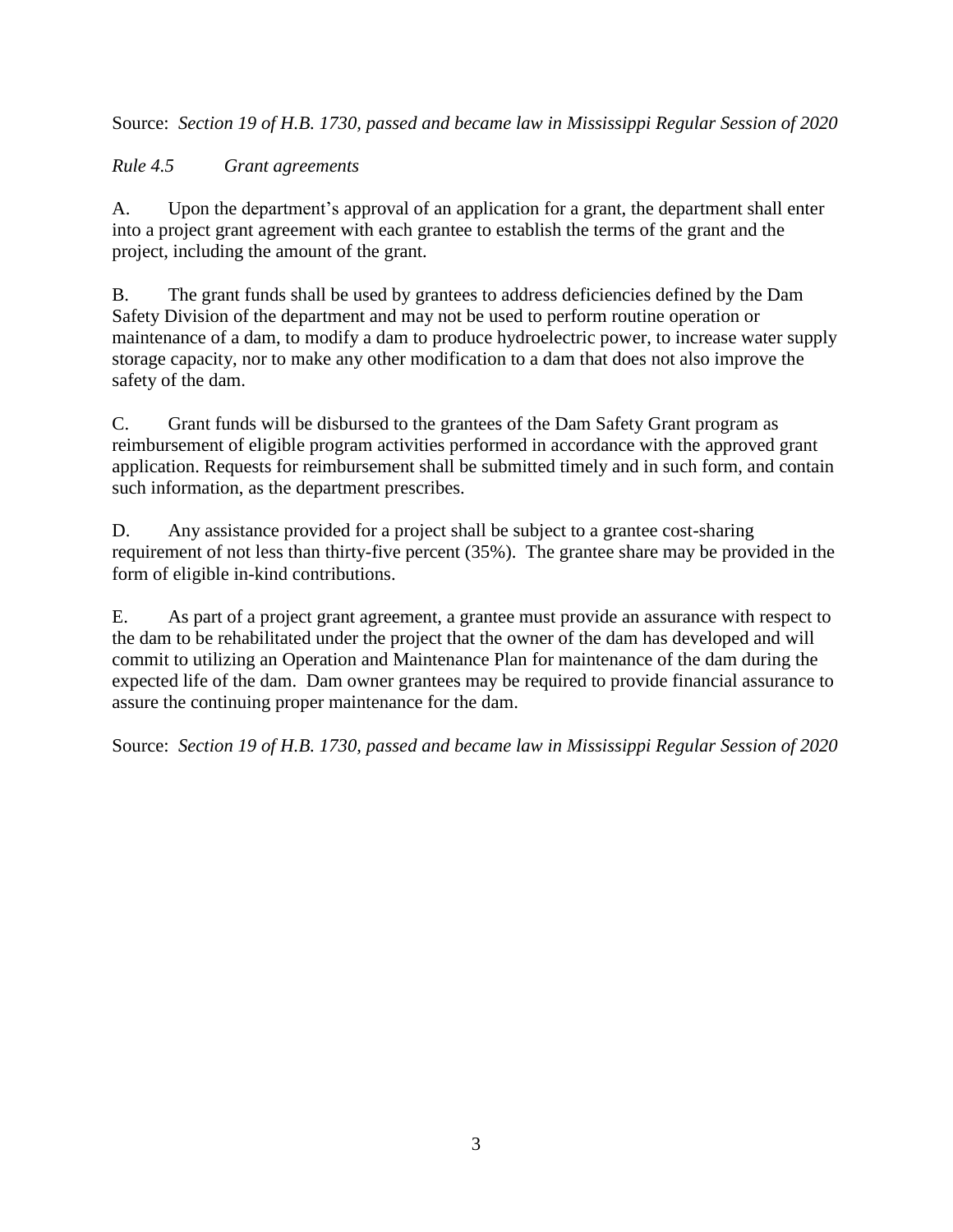Source: *Section 19 of H.B. 1730, passed and became law in Mississippi Regular Session of 2020*

*Rule 4.5 Grant agreements*

A. Upon the department's approval of an application for a grant, the department shall enter into a project grant agreement with each grantee to establish the terms of the grant and the project, including the amount of the grant.

B. The grant funds shall be used by grantees to address deficiencies defined by the Dam Safety Division of the department and may not be used to perform routine operation or maintenance of a dam, to modify a dam to produce hydroelectric power, to increase water supply storage capacity, nor to make any other modification to a dam that does not also improve the safety of the dam.

C. Grant funds will be disbursed to the grantees of the Dam Safety Grant program as reimbursement of eligible program activities performed in accordance with the approved grant application. Requests for reimbursement shall be submitted timely and in such form, and contain such information, as the department prescribes.

D. Any assistance provided for a project shall be subject to a grantee cost-sharing requirement of not less than thirty-five percent (35%). The grantee share may be provided in the form of eligible in-kind contributions.

E. As part of a project grant agreement, a grantee must provide an assurance with respect to the dam to be rehabilitated under the project that the owner of the dam has developed and will commit to utilizing an Operation and Maintenance Plan for maintenance of the dam during the expected life of the dam. Dam owner grantees may be required to provide financial assurance to assure the continuing proper maintenance for the dam.

Source: *Section 19 of H.B. 1730, passed and became law in Mississippi Regular Session of 2020*